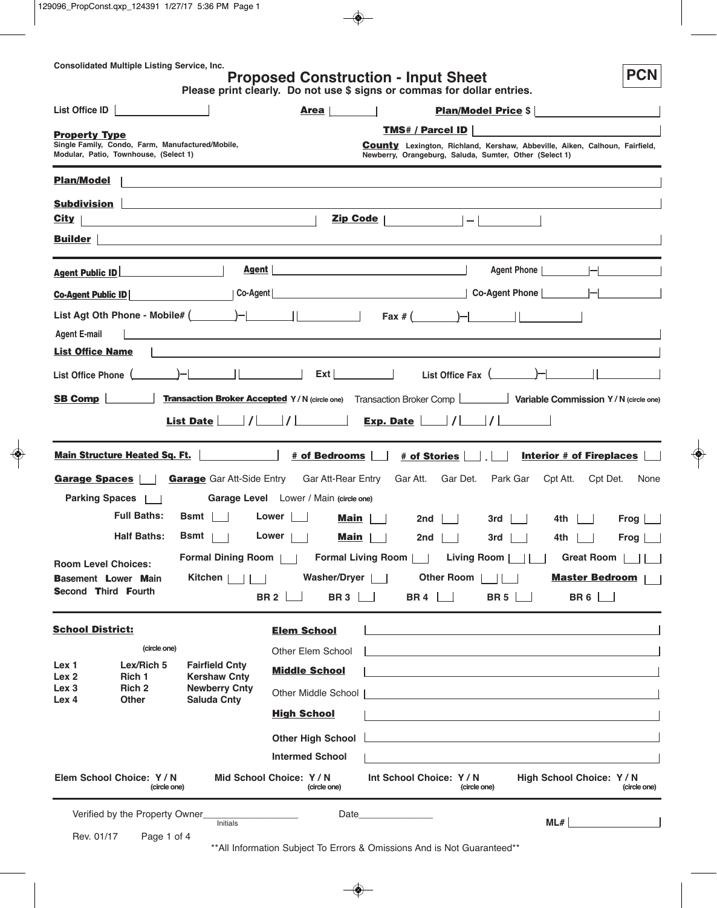Consolidated Multiple Listing Service, Inc.

# Proposed Construction - Input Sheet

**PCN**

Please print clearly. Do not use $ signs or commas for dollar entries.

List Office ID ____________ **Area** ____________ **Plan/Model Price** $ ____________

**Property Type**
Single Family, Condo, Farm, Manufactured/Mobile, Modular, Patio, Townhouse, (Select 1)

**TMS# / Parcel ID** ____________

**County** Lexington, Richland, Kershaw, Abbeville, Aiken, Calhoun, Fairfield, Newberry, Orangeburg, Saluda, Sumter, Other (Select 1)

---

**Plan/Model** ____________

**Subdivision** ____________

**City** ____________ **Zip Code** ____________ – ____________

**Builder** ____________

---

**Agent Public ID** ____________ **Agent** ____________ Agent Phone ____________–____________

**Co-Agent Public ID** ____________ Co-Agent ____________ Co-Agent Phone ____________–____________

List Agt Oth Phone - Mobile# ( ____ )–____________ Fax # ( ____ )–____________

Agent E-mail ____________

**List Office Name** ____________

List Office Phone ( ____ )–____________ Ext ____________ List Office Fax ( ____ )–____________

**SB Comp** ____________ **Transaction Broker Accepted** Y / N (circle one) Transaction Broker Comp ____________ Variable Commission Y / N (circle one)

**List Date** ____ / ____ / ________ **Exp. Date** ____ / ____ / ________

---

**Main Structure Heated Sq. Ft.** ____________ **# of Bedrooms** ____ **# of Stories** ____ . ____ **Interior # of Fireplaces** ____

**Garage Spaces** ____ **Garage** Gar Att-Side Entry Gar Att-Rear Entry Gar Att. Gar Det. Park Gar Cpt Att. Cpt Det. None

Parking Spaces ____ Garage Level Lower / Main (circle one)

| | Bsmt | Lower | **Main** | 2nd | 3rd | 4th | Frog |
|---|---|---|---|---|---|---|---|
| Full Baths: | | | | | | | |
| Half Baths: | | | | | | | |

Room Level Choices: **B**asement **L**ower **M**ain **S**econd **T**hird **F**ourth

Formal Dining Room ____ Formal Living Room ____ Living Room ____ ____ Great Room ____ ____

Kitchen ____ ____ Washer/Dryer ____ Other Room ____ ____ **Master Bedroom** ____

BR 2 ____ BR 3 ____ BR 4 ____ BR 5 ____ BR 6 ____

---

**School District:** (circle one)

| | | |
|---|---|---|
| Lex 1 | Lex/Rich 5 | Fairfield Cnty |
| Lex 2 | Rich 1 | Kershaw Cnty |
| Lex 3 | Rich 2 | Newberry Cnty |
| Lex 4 | Other | Saluda Cnty |

**Elem School** ____________

Other Elem School ____________

**Middle School** ____________

Other Middle School ____________

**High School** ____________

Other High School ____________

Intermed School ____________

Elem School Choice: Y / N (circle one) Mid School Choice: Y / N (circle one) Int School Choice: Y / N (circle one) High School Choice: Y / N (circle one)

---

Verified by the Property Owner__________________ (Initials) Date______________ ML# ____________

Rev. 01/17

**All Information Subject To Errors & Omissions And is Not Guaranteed**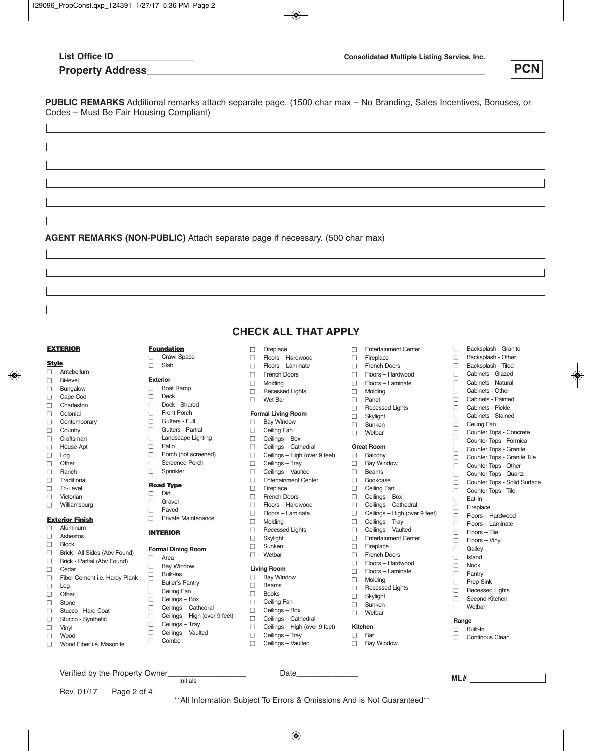List Office ID ________________

Consolidated Multiple Listing Service, Inc.

**Property Address**_______________________________________________________________

**PCN**

**PUBLIC REMARKS** Additional remarks attach separate page. (1500 char max – No Branding, Sales Incentives, Bonuses, or Codes – Must Be Fair Housing Compliant)

______________________________________________________________________

______________________________________________________________________

______________________________________________________________________

______________________________________________________________________

______________________________________________________________________

______________________________________________________________________

**AGENT REMARKS (NON-PUBLIC)** Attach separate page if necessary. (500 char max)

______________________________________________________________________

______________________________________________________________________

______________________________________________________________________

______________________________________________________________________

## CHECK ALL THAT APPLY

### EXTERIOR

**Style**
- ☐ Antebellum
- ☐ Bi-level
- ☐ Bungalow
- ☐ Cape Cod
- ☐ Charleston
- ☐ Colonial
- ☐ Contemporary
- ☐ Country
- ☐ Craftsman
- ☐ House-Apt
- ☐ Log
- ☐ Other
- ☐ Ranch
- ☐ Traditional
- ☐ Tri-Level
- ☐ Victorian
- ☐ Williamsburg

**Exterior Finish**
- ☐ Aluminum
- ☐ Asbestos
- ☐ Block
- ☐ Brick - All Sides (Abv Found)
- ☐ Brick - Partial (Abv Found)
- ☐ Cedar
- ☐ Fiber Cement i.e. Hardy Plank
- ☐ Log
- ☐ Other
- ☐ Stone
- ☐ Stucco - Hard Coat
- ☐ Stucco - Synthetic
- ☐ Vinyl
- ☐ Wood
- ☐ Wood Fiber i.e. Masonite

**Foundation**
- ☐ Crawl Space
- ☐ Slab

**Exterior**
- ☐ Boat Ramp
- ☐ Deck
- ☐ Dock - Shared
- ☐ Front Porch
- ☐ Gutters - Full
- ☐ Gutters - Partial
- ☐ Landscape Lighting
- ☐ Patio
- ☐ Porch (not screened)
- ☐ Screened Porch
- ☐ Sprinkler

**Road Type**
- ☐ Dirt
- ☐ Gravel
- ☐ Paved
- ☐ Private Maintenance

### INTERIOR

**Formal Dining Room**
- ☐ Area
- ☐ Bay Window
- ☐ Built-ins
- ☐ Butler's Pantry
- ☐ Ceiling Fan
- ☐ Ceilings – Box
- ☐ Ceilings – Cathedral
- ☐ Ceilings – High (over 9 feet)
- ☐ Ceilings – Tray
- ☐ Ceilings – Vaulted
- ☐ Combo
- ☐ Fireplace
- ☐ Floors – Hardwood
- ☐ Floors – Laminate
- ☐ French Doors
- ☐ Molding
- ☐ Recessed Lights
- ☐ Wet Bar

**Formal Living Room**
- ☐ Bay Window
- ☐ Ceiling Fan
- ☐ Ceilings – Box
- ☐ Ceilings – Cathedral
- ☐ Ceilings – High (over 9 feet)
- ☐ Ceilings – Tray
- ☐ Ceilings – Vaulted
- ☐ Entertainment Center
- ☐ Fireplace
- ☐ French Doors
- ☐ Floors – Hardwood
- ☐ Floors – Laminate
- ☐ Molding
- ☐ Recessed Lights
- ☐ Skylight
- ☐ Sunken
- ☐ Wetbar

**Living Room**
- ☐ Bay Window
- ☐ Beams
- ☐ Books
- ☐ Ceiling Fan
- ☐ Ceilings – Box
- ☐ Ceilings – Cathedral
- ☐ Ceilings – High (over 9 feet)
- ☐ Ceilings – Tray
- ☐ Ceilings – Vaulted
- ☐ Entertainment Center
- ☐ Fireplace
- ☐ French Doors
- ☐ Floors – Hardwood
- ☐ Floors – Laminate
- ☐ Molding
- ☐ Panel
- ☐ Recessed Lights
- ☐ Skylight
- ☐ Sunken
- ☐ Wetbar

**Great Room**
- ☐ Balcony
- ☐ Bay Window
- ☐ Beams
- ☐ Bookcase
- ☐ Ceiling Fan
- ☐ Ceilings – Box
- ☐ Ceilings – Cathedral
- ☐ Ceilings – High (over 9 feet)
- ☐ Ceilings – Tray
- ☐ Ceilings – Vaulted
- ☐ Entertainment Center
- ☐ Fireplace
- ☐ French Doors
- ☐ Floors – Hardwood
- ☐ Floors – Laminate
- ☐ Molding
- ☐ Recessed Lights
- ☐ Skylight
- ☐ Sunken
- ☐ Wetbar

**Kitchen**
- ☐ Bar
- ☐ Bay Window
- ☐ Backsplash - Granite
- ☐ Backsplash - Other
- ☐ Backsplash - Tiled
- ☐ Cabinets - Glazed
- ☐ Cabinets - Natural
- ☐ Cabinets - Other
- ☐ Cabinets - Painted
- ☐ Cabinets - Pickle
- ☐ Cabinets - Stained
- ☐ Ceiling Fan
- ☐ Counter Tops - Concrete
- ☐ Counter Tops - Formica
- ☐ Counter Tops - Granite
- ☐ Counter Tops - Granite Tile
- ☐ Counter Tops - Other
- ☐ Counter Tops - Quartz
- ☐ Counter Tops - Solid Surface
- ☐ Counter Tops - Tile
- ☐ Eat-In
- ☐ Fireplace
- ☐ Floors – Hardwood
- ☐ Floors – Laminate
- ☐ Floors – Tile
- ☐ Floors – Vinyl
- ☐ Galley
- ☐ Island
- ☐ Nook
- ☐ Pantry
- ☐ Prep Sink
- ☐ Recessed Lights
- ☐ Second Kitchen
- ☐ Wetbar

**Range**
- ☐ Built-In
- ☐ Continous Clean

Verified by the Property Owner__________________ Date______________
Initials

ML# ________________

Rev. 01/17

**All Information Subject To Errors & Omissions And is Not Guaranteed**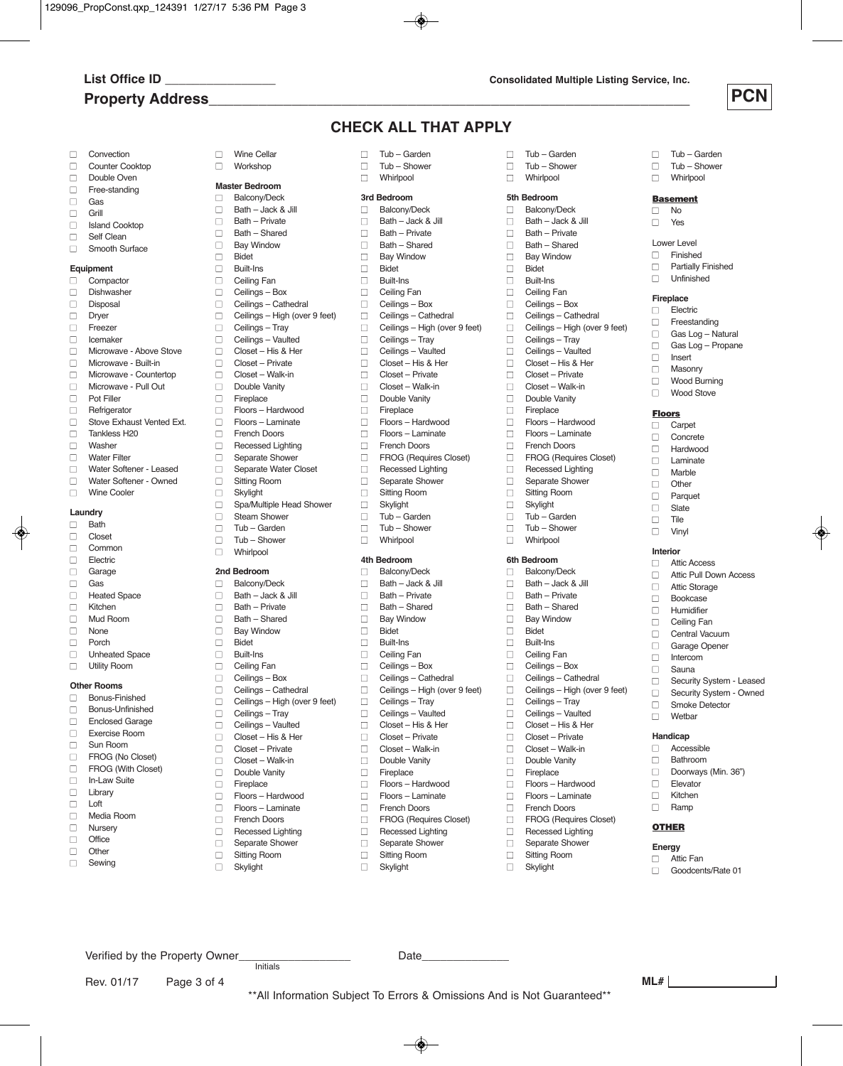**List Office ID ________________**

**Consolidated Multiple Listing Service, Inc.**

**Property Address______________________________________________________________**

**PCN**

## CHECK ALL THAT APPLY

- ☐ Convection
- ☐ Counter Cooktop
- ☐ Double Oven
- ☐ Free-standing
- ☐ Gas
- ☐ Grill
- ☐ Island Cooktop
- ☐ Self Clean
- ☐ Smooth Surface

**Equipment**

- ☐ Compactor
- ☐ Dishwasher
- ☐ Disposal
- ☐ Dryer
- ☐ Freezer
- ☐ Icemaker
- ☐ Microwave - Above Stove
- ☐ Microwave - Built-in
- ☐ Microwave - Countertop
- ☐ Microwave - Pull Out
- ☐ Pot Filler
- ☐ Refrigerator
- ☐ Stove Exhaust Vented Ext.
- ☐ Tankless H20
- ☐ Washer
- ☐ Water Filter
- ☐ Water Softener - Leased
- ☐ Water Softener - Owned
- ☐ Wine Cooler

**Laundry**

- ☐ Bath
- ☐ Closet
- ☐ Common
- ☐ Electric
- ☐ Garage
- ☐ Gas
- ☐ Heated Space
- ☐ Kitchen
- ☐ Mud Room
- ☐ None
- ☐ Porch
- ☐ Unheated Space
- ☐ Utility Room

**Other Rooms**

- ☐ Bonus-Finished
- ☐ Bonus-Unfinished
- ☐ Enclosed Garage
- ☐ Exercise Room
- ☐ Sun Room
- ☐ FROG (No Closet)
- ☐ FROG (With Closet)
- ☐ In-Law Suite
- ☐ Library
- ☐ Loft
- ☐ Media Room
- ☐ Nursery
- ☐ Office
- ☐ Other
- ☐ Sewing
- ☐ Wine Cellar
- ☐ Workshop

**Master Bedroom**

- ☐ Balcony/Deck
- ☐ Bath – Jack & Jill
- ☐ Bath – Private
- ☐ Bath – Shared
- ☐ Bay Window
- ☐ Bidet
- ☐ Built-Ins
- ☐ Ceiling Fan
- ☐ Ceilings – Box
- ☐ Ceilings – Cathedral
- ☐ Ceilings – High (over 9 feet)
- ☐ Ceilings – Tray
- ☐ Ceilings – Vaulted
- ☐ Closet – His & Her
- ☐ Closet – Private
- ☐ Closet – Walk-in
- ☐ Double Vanity
- ☐ Fireplace
- ☐ Floors – Hardwood
- ☐ Floors – Laminate
- ☐ French Doors
- ☐ Recessed Lighting
- ☐ Separate Shower
- ☐ Separate Water Closet
- ☐ Sitting Room
- ☐ Skylight
- ☐ Spa/Multiple Head Shower
- ☐ Steam Shower
- ☐ Tub – Garden
- ☐ Tub – Shower
- ☐ Whirlpool

**2nd Bedroom**

- ☐ Balcony/Deck
- ☐ Bath – Jack & Jill
- ☐ Bath – Private
- ☐ Bath – Shared
- ☐ Bay Window
- ☐ Bidet
- ☐ Built-Ins
- ☐ Ceiling Fan
- ☐ Ceilings – Box
- ☐ Ceilings – Cathedral
- ☐ Ceilings – High (over 9 feet)
- ☐ Ceilings – Tray
- ☐ Ceilings – Vaulted
- ☐ Closet – His & Her
- ☐ Closet – Private
- ☐ Closet – Walk-in
- ☐ Double Vanity
- ☐ Fireplace
- ☐ Floors – Hardwood
- ☐ Floors – Laminate
- ☐ French Doors
- ☐ Recessed Lighting
- ☐ Separate Shower
- ☐ Sitting Room
- ☐ Skylight
- ☐ Tub – Garden
- ☐ Tub – Shower
- ☐ Whirlpool

**3rd Bedroom**

- ☐ Balcony/Deck
- ☐ Bath – Jack & Jill
- ☐ Bath – Private
- ☐ Bath – Shared
- ☐ Bay Window
- ☐ Bidet
- ☐ Built-Ins
- ☐ Ceiling Fan
- ☐ Ceilings – Box
- ☐ Ceilings – Cathedral
- ☐ Ceilings – High (over 9 feet)
- ☐ Ceilings – Tray
- ☐ Ceilings – Vaulted
- ☐ Closet – His & Her
- ☐ Closet – Private
- ☐ Closet – Walk-in
- ☐ Double Vanity
- ☐ Fireplace
- ☐ Floors – Hardwood
- ☐ Floors – Laminate
- ☐ French Doors
- ☐ FROG (Requires Closet)
- ☐ Recessed Lighting
- ☐ Separate Shower
- ☐ Sitting Room
- ☐ Skylight
- ☐ Tub – Garden
- ☐ Tub – Shower
- ☐ Whirlpool

**4th Bedroom**

- ☐ Balcony/Deck
- ☐ Bath – Jack & Jill
- ☐ Bath – Private
- ☐ Bath – Shared
- ☐ Bay Window
- ☐ Bidet
- ☐ Built-Ins
- ☐ Ceiling Fan
- ☐ Ceilings – Box
- ☐ Ceilings – Cathedral
- ☐ Ceilings – High (over 9 feet)
- ☐ Ceilings – Tray
- ☐ Ceilings – Vaulted
- ☐ Closet – His & Her
- ☐ Closet – Private
- ☐ Closet – Walk-in
- ☐ Double Vanity
- ☐ Fireplace
- ☐ Floors – Hardwood
- ☐ Floors – Laminate
- ☐ French Doors
- ☐ FROG (Requires Closet)
- ☐ Recessed Lighting
- ☐ Separate Shower
- ☐ Sitting Room
- ☐ Skylight
- ☐ Tub – Garden
- ☐ Tub – Shower
- ☐ Whirlpool

**5th Bedroom**

- ☐ Balcony/Deck
- ☐ Bath – Jack & Jill
- ☐ Bath – Private
- ☐ Bath – Shared
- ☐ Bay Window
- ☐ Bidet
- ☐ Built-Ins
- ☐ Ceiling Fan
- ☐ Ceilings – Box
- ☐ Ceilings – Cathedral
- ☐ Ceilings – High (over 9 feet)
- ☐ Ceilings – Tray
- ☐ Ceilings – Vaulted
- ☐ Closet – His & Her
- ☐ Closet – Private
- ☐ Closet – Walk-in
- ☐ Double Vanity
- ☐ Fireplace
- ☐ Floors – Hardwood
- ☐ Floors – Laminate
- ☐ French Doors
- ☐ FROG (Requires Closet)
- ☐ Recessed Lighting
- ☐ Separate Shower
- ☐ Sitting Room
- ☐ Skylight
- ☐ Tub – Garden
- ☐ Tub – Shower
- ☐ Whirlpool

**6th Bedroom**

- ☐ Balcony/Deck
- ☐ Bath – Jack & Jill
- ☐ Bath – Private
- ☐ Bath – Shared
- ☐ Bay Window
- ☐ Bidet
- ☐ Built-Ins
- ☐ Ceiling Fan
- ☐ Ceilings – Box
- ☐ Ceilings – Cathedral
- ☐ Ceilings – High (over 9 feet)
- ☐ Ceilings – Tray
- ☐ Ceilings – Vaulted
- ☐ Closet – His & Her
- ☐ Closet – Private
- ☐ Closet – Walk-in
- ☐ Double Vanity
- ☐ Fireplace
- ☐ Floors – Hardwood
- ☐ Floors – Laminate
- ☐ French Doors
- ☐ FROG (Requires Closet)
- ☐ Recessed Lighting
- ☐ Separate Shower
- ☐ Sitting Room
- ☐ Skylight
- ☐ Tub – Garden
- ☐ Tub – Shower
- ☐ Whirlpool

**Basement**

- ☐ No
- ☐ Yes

Lower Level

- ☐ Finished
- ☐ Partially Finished
- ☐ Unfinished

**Fireplace**

- ☐ Electric
- ☐ Freestanding
- ☐ Gas Log – Natural
- ☐ Gas Log – Propane
- ☐ Insert
- ☐ Masonry
- ☐ Wood Burning
- ☐ Wood Stove

**Floors**

- ☐ Carpet
- ☐ Concrete
- ☐ Hardwood
- ☐ Laminate
- ☐ Marble
- ☐ Other
- ☐ Parquet
- ☐ Slate
- ☐ Tile
- ☐ Vinyl

**Interior**

- ☐ Attic Access
- ☐ Attic Pull Down Access
- ☐ Attic Storage
- ☐ Bookcase
- ☐ Humidifier
- ☐ Ceiling Fan
- ☐ Central Vacuum
- ☐ Garage Opener
- ☐ Intercom
- ☐ Sauna
- ☐ Security System - Leased
- ☐ Security System - Owned
- ☐ Smoke Detector
- ☐ Wetbar

**Handicap**

- ☐ Accessible
- ☐ Bathroom
- ☐ Doorways (Min. 36")
- ☐ Elevator
- ☐ Kitchen
- ☐ Ramp

**OTHER**

**Energy**

- ☐ Attic Fan
- ☐ Goodcents/Rate 01

Verified by the Property Owner__________________ Date______________
Initials

Rev. 01/17

ML# ________________

**All Information Subject To Errors & Omissions And is Not Guaranteed**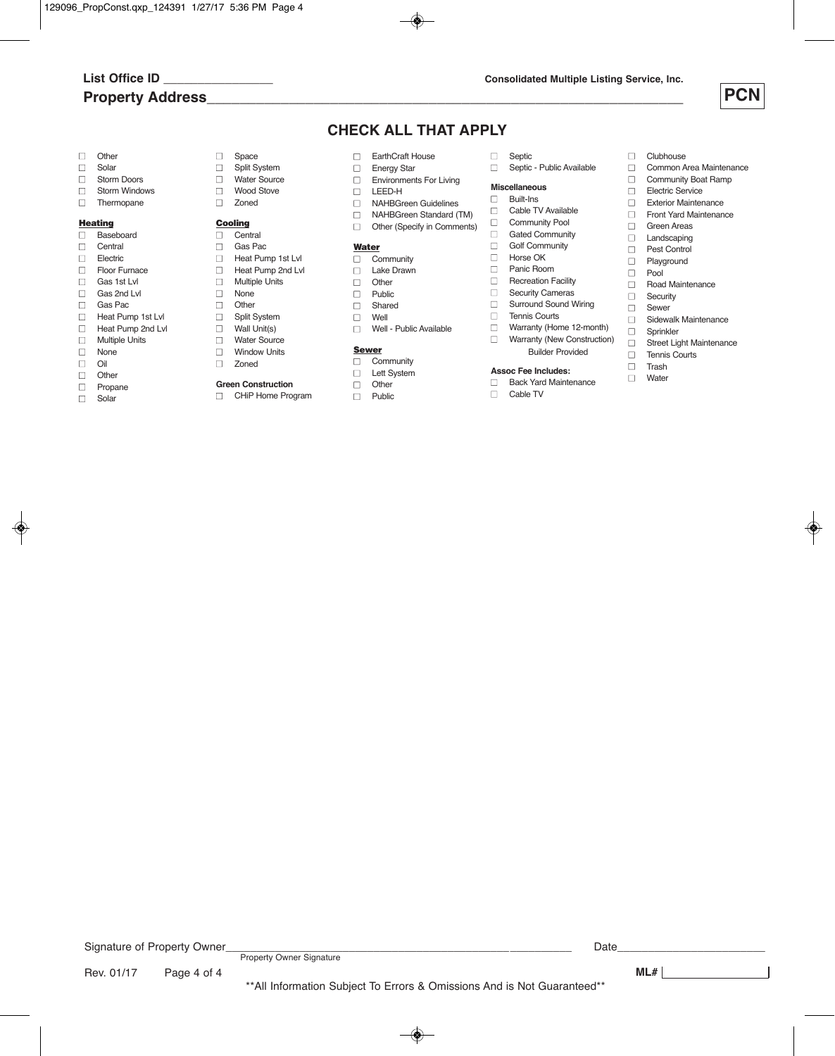List Office ID ________________

**Property Address**_______________________________________________________________

Consolidated Multiple Listing Service, Inc.

**PCN**

## CHECK ALL THAT APPLY

- ☐ Other
- ☐ Solar
- ☐ Storm Doors
- ☐ Storm Windows
- ☐ Thermopane

**Heating**

- ☐ Baseboard
- ☐ Central
- ☐ Electric
- ☐ Floor Furnace
- ☐ Gas 1st Lvl
- ☐ Gas 2nd Lvl
- ☐ Gas Pac
- ☐ Heat Pump 1st Lvl
- ☐ Heat Pump 2nd Lvl
- ☐ Multiple Units
- ☐ None
- ☐ Oil
- ☐ Other
- ☐ Propane
- ☐ Solar
- ☐ Space
- ☐ Split System
- ☐ Water Source
- ☐ Wood Stove
- ☐ Zoned

**Cooling**

- ☐ Central
- ☐ Gas Pac
- ☐ Heat Pump 1st Lvl
- ☐ Heat Pump 2nd Lvl
- ☐ Multiple Units
- ☐ None
- ☐ Other
- ☐ Split System
- ☐ Wall Unit(s)
- ☐ Water Source
- ☐ Window Units
- ☐ Zoned

**Green Construction**

- ☐ CHiP Home Program
- ☐ EarthCraft House
- ☐ Energy Star
- ☐ Environments For Living
- ☐ LEED-H
- ☐ NAHBGreen Guidelines
- ☐ NAHBGreen Standard (TM)
- ☐ Other (Specify in Comments)

**Water**

- ☐ Community
- ☐ Lake Drawn
- ☐ Other
- ☐ Public
- ☐ Shared
- ☐ Well
- ☐ Well - Public Available

**Sewer**

- ☐ Community
- ☐ Lett System
- ☐ Other
- ☐ Public
- ☐ Septic
- ☐ Septic - Public Available

**Miscellaneous**

- ☐ Built-Ins
- ☐ Cable TV Available
- ☐ Community Pool
- ☐ Gated Community
- ☐ Golf Community
- ☐ Horse OK
- ☐ Panic Room
- ☐ Recreation Facility
- ☐ Security Cameras
- ☐ Surround Sound Wiring
- ☐ Tennis Courts
- ☐ Warranty (Home 12-month)
- ☐ Warranty (New Construction) Builder Provided

**Assoc Fee Includes:**

- ☐ Back Yard Maintenance
- ☐ Cable TV
- ☐ Clubhouse
- ☐ Common Area Maintenance
- ☐ Community Boat Ramp
- ☐ Electric Service
- ☐ Exterior Maintenance
- ☐ Front Yard Maintenance
- ☐ Green Areas
- ☐ Landscaping
- ☐ Pest Control
- ☐ Playground
- ☐ Pool
- ☐ Road Maintenance
- ☐ Security
- ☐ Sewer
- ☐ Sidewalk Maintenance
- ☐ Sprinkler
- ☐ Street Light Maintenance
- ☐ Tennis Courts
- ☐ Trash
- ☐ Water

Signature of Property Owner____________________________________________ Date________________________

Property Owner Signature

Rev. 01/17

ML# ________________

**All Information Subject To Errors & Omissions And is Not Guaranteed**